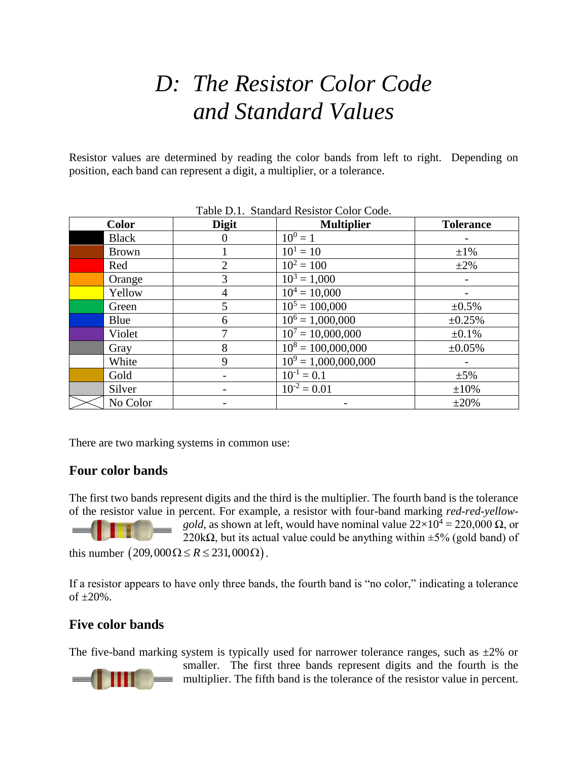# D: The Resistor Color Code and Standard Values

Resistor values are determined by reading the color bands from left to right. Depending on position, each band can represent a digit, a multiplier, or a tolerance.

Table D.1. Standard Resistor Color Code.

| Color | Digit | Multiplier | Tolerance |
|---|---|---|---|
| Black | 0 | $10^0 = 1$ | - |
| Brown | 1 | $10^1 = 10$ | ±1% |
| Red | 2 | $10^2 = 100$ | ±2% |
| Orange | 3 | $10^3 = 1{,}000$ | - |
| Yellow | 4 | $10^4 = 10{,}000$ | - |
| Green | 5 | $10^5 = 100{,}000$ | ±0.5% |
| Blue | 6 | $10^6 = 1{,}000{,}000$ | ±0.25% |
| Violet | 7 | $10^7 = 10{,}000{,}000$ | ±0.1% |
| Gray | 8 | $10^8 = 100{,}000{,}000$ | ±0.05% |
| White | 9 | $10^9 = 1{,}000{,}000{,}000$ | - |
| Gold | - | $10^{-1} = 0.1$ | ±5% |
| Silver | - | $10^{-2} = 0.01$ | ±10% |
| No Color | - | - | ±20% |

There are two marking systems in common use:

## Four color bands

The first two bands represent digits and the third is the multiplier. The fourth band is the tolerance of the resistor value in percent. For example, a resistor with four-band marking *red-red-yellow-gold*, as shown at left, would have nominal value $22 \times 10^4 = 220{,}000\ \Omega$, or $220\text{k}\Omega$, but its actual value could be anything within ±5% (gold band) of this number $(209{,}000\Omega \leq R \leq 231{,}000\Omega)$.

If a resistor appears to have only three bands, the fourth band is "no color," indicating a tolerance of ±20%.

## Five color bands

The five-band marking system is typically used for narrower tolerance ranges, such as ±2% or smaller. The first three bands represent digits and the fourth is the multiplier. The fifth band is the tolerance of the resistor value in percent.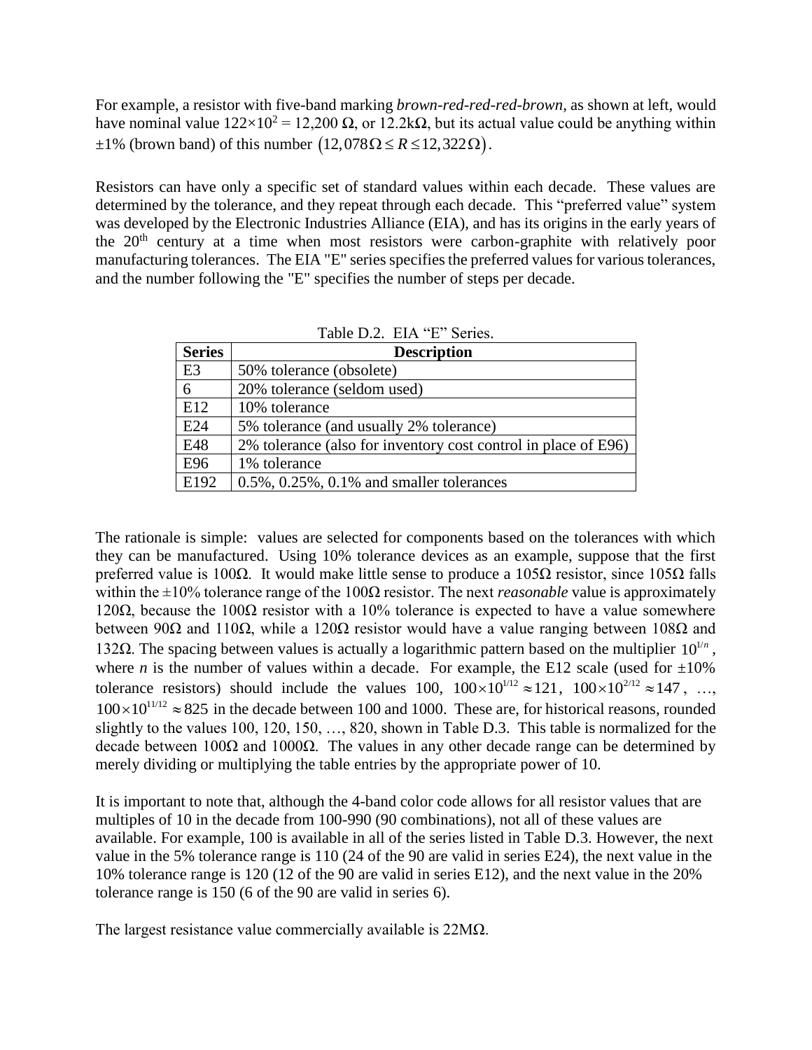For example, a resistor with five-band marking *brown-red-red-red-brown*, as shown at left, would have nominal value $122\times10^2 = 12{,}200\ \Omega$, or $12.2\text{k}\Omega$, but its actual value could be anything within $\pm1\%$ (brown band) of this number $(12{,}078\,\Omega \le R \le 12{,}322\,\Omega)$.

Resistors can have only a specific set of standard values within each decade. These values are determined by the tolerance, and they repeat through each decade. This "preferred value" system was developed by the Electronic Industries Alliance (EIA), and has its origins in the early years of the 20[th] century at a time when most resistors were carbon-graphite with relatively poor manufacturing tolerances. The EIA "E" series specifies the preferred values for various tolerances, and the number following the "E" specifies the number of steps per decade.

Table D.2. EIA "E" Series.

| Series | Description |
|---|---|
| E3 | 50% tolerance (obsolete) |
| 6 | 20% tolerance (seldom used) |
| E12 | 10% tolerance |
| E24 | 5% tolerance (and usually 2% tolerance) |
| E48 | 2% tolerance (also for inventory cost control in place of E96) |
| E96 | 1% tolerance |
| E192 | 0.5%, 0.25%, 0.1% and smaller tolerances |

The rationale is simple: values are selected for components based on the tolerances with which they can be manufactured. Using 10% tolerance devices as an example, suppose that the first preferred value is 100Ω. It would make little sense to produce a 105Ω resistor, since 105Ω falls within the ±10% tolerance range of the 100Ω resistor. The next *reasonable* value is approximately 120Ω, because the 100Ω resistor with a 10% tolerance is expected to have a value somewhere between 90Ω and 110Ω, while a 120Ω resistor would have a value ranging between 108Ω and 132Ω. The spacing between values is actually a logarithmic pattern based on the multiplier $10^{1/n}$, where $n$ is the number of values within a decade. For example, the E12 scale (used for ±10% tolerance resistors) should include the values 100, $100\times10^{1/12}\approx121$, $100\times10^{2/12}\approx147$, …, $100\times10^{11/12}\approx825$ in the decade between 100 and 1000. These are, for historical reasons, rounded slightly to the values 100, 120, 150, …, 820, shown in Table D.3. This table is normalized for the decade between 100Ω and 1000Ω. The values in any other decade range can be determined by merely dividing or multiplying the table entries by the appropriate power of 10.

It is important to note that, although the 4-band color code allows for all resistor values that are multiples of 10 in the decade from 100-990 (90 combinations), not all of these values are available. For example, 100 is available in all of the series listed in Table D.3. However, the next value in the 5% tolerance range is 110 (24 of the 90 are valid in series E24), the next value in the 10% tolerance range is 120 (12 of the 90 are valid in series E12), and the next value in the 20% tolerance range is 150 (6 of the 90 are valid in series 6).

The largest resistance value commercially available is 22MΩ.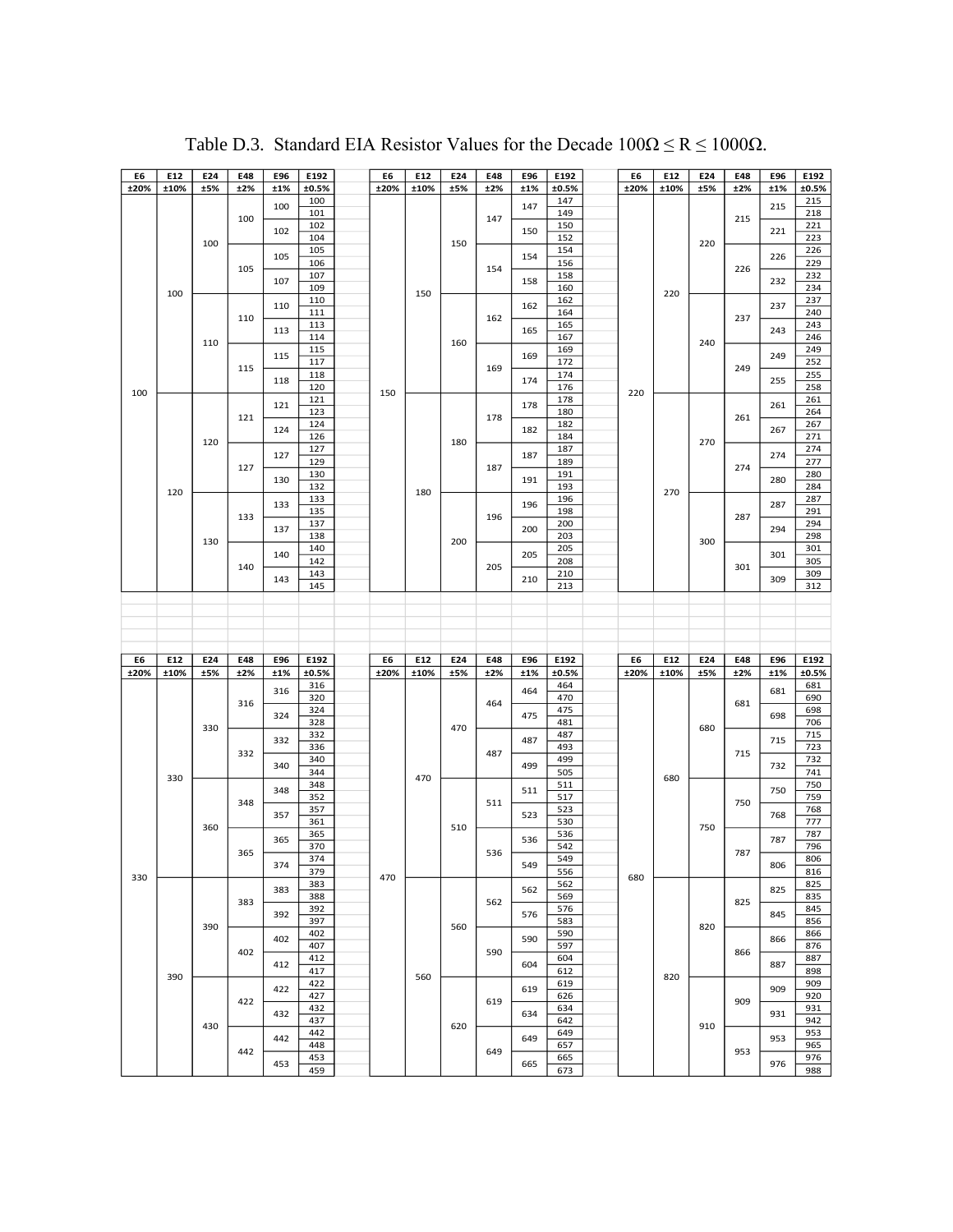Table D.3. Standard EIA Resistor Values for the Decade 100Ω ≤ R ≤ 1000Ω.

| E6 | E12 | E24 | E48 | E96 | E192 |
|---|---|---|---|---|---|
| ±20% | ±10% | ±5% | ±2% | ±1% | ±0.5% |
| 100 | 100 | 100 | 100 | 100 | 100 |
| | | | | | 101 |
| | | | | 102 | 102 |
| | | | | | 104 |
| | | | 105 | 105 | 105 |
| | | | | | 106 |
| | | | | 107 | 107 |
| | | | | | 109 |
| | | 110 | 110 | 110 | 110 |
| | | | | | 111 |
| | | | | 113 | 113 |
| | | | | | 114 |
| | | | 115 | 115 | 115 |
| | | | | | 117 |
| | | | | 118 | 118 |
| | | | | | 120 |
| | 120 | 120 | 121 | 121 | 121 |
| | | | | | 123 |
| | | | | 124 | 124 |
| | | | | | 126 |
| | | | 127 | 127 | 127 |
| | | | | | 129 |
| | | | | 130 | 130 |
| | | | | | 132 |
| | | 130 | 133 | 133 | 133 |
| | | | | | 135 |
| | | | | 137 | 137 |
| | | | | | 138 |
| | | | 140 | 140 | 140 |
| | | | | | 142 |
| | | | | 143 | 143 |
| | | | | | 145 |
| 150 | 150 | 150 | 147 | 147 | 147 |
| | | | | | 149 |
| | | | | 150 | 150 |
| | | | | | 152 |
| | | | 154 | 154 | 154 |
| | | | | | 156 |
| | | | | 158 | 158 |
| | | | | | 160 |
| | | 160 | 162 | 162 | 162 |
| | | | | | 164 |
| | | | | 165 | 165 |
| | | | | | 167 |
| | | | 169 | 169 | 169 |
| | | | | | 172 |
| | | | | 174 | 174 |
| | | | | | 176 |
| | 180 | 180 | 178 | 178 | 178 |
| | | | | | 180 |
| | | | | 182 | 182 |
| | | | | | 184 |
| | | | 187 | 187 | 187 |
| | | | | | 189 |
| | | | | 191 | 191 |
| | | | | | 193 |
| | | 200 | 196 | 196 | 196 |
| | | | | | 198 |
| | | | | 200 | 200 |
| | | | | | 203 |
| | | | 205 | 205 | 205 |
| | | | | | 208 |
| | | | | 210 | 210 |
| | | | | | 213 |
| 220 | 220 | 220 | 215 | 215 | 215 |
| | | | | | 218 |
| | | | | 221 | 221 |
| | | | | | 223 |
| | | | 226 | 226 | 226 |
| | | | | | 229 |
| | | | | 232 | 232 |
| | | | | | 234 |
| | | 240 | 237 | 237 | 237 |
| | | | | | 240 |
| | | | | 243 | 243 |
| | | | | | 246 |
| | | | 249 | 249 | 249 |
| | | | | | 252 |
| | | | | 255 | 255 |
| | | | | | 258 |
| | 270 | 270 | 261 | 261 | 261 |
| | | | | | 264 |
| | | | | 267 | 267 |
| | | | | | 271 |
| | | | 274 | 274 | 274 |
| | | | | | 277 |
| | | | | 280 | 280 |
| | | | | | 284 |
| | | 300 | 287 | 287 | 287 |
| | | | | | 291 |
| | | | | 294 | 294 |
| | | | | | 298 |
| | | | 301 | 301 | 301 |
| | | | | | 305 |
| | | | | 309 | 309 |
| | | | | | 312 |
| 330 | 330 | 330 | 316 | 316 | 316 |
| | | | | | 320 |
| | | | | 324 | 324 |
| | | | | | 328 |
| | | | 332 | 332 | 332 |
| | | | | | 336 |
| | | | | 340 | 340 |
| | | | | | 344 |
| | | 360 | 348 | 348 | 348 |
| | | | | | 352 |
| | | | | 357 | 357 |
| | | | | | 361 |
| | | | 365 | 365 | 365 |
| | | | | | 370 |
| | | | | 374 | 374 |
| | | | | | 379 |
| | 390 | 390 | 383 | 383 | 383 |
| | | | | | 388 |
| | | | | 392 | 392 |
| | | | | | 397 |
| | | | 402 | 402 | 402 |
| | | | | | 407 |
| | | | | 412 | 412 |
| | | | | | 417 |
| | | 430 | 422 | 422 | 422 |
| | | | | | 427 |
| | | | | 432 | 432 |
| | | | | | 437 |
| | | | 442 | 442 | 442 |
| | | | | | 448 |
| | | | | 453 | 453 |
| | | | | | 459 |
| 470 | 470 | 470 | 464 | 464 | 464 |
| | | | | | 470 |
| | | | | 475 | 475 |
| | | | | | 481 |
| | | | 487 | 487 | 487 |
| | | | | | 493 |
| | | | | 499 | 499 |
| | | | | | 505 |
| | | 510 | 511 | 511 | 511 |
| | | | | | 517 |
| | | | | 523 | 523 |
| | | | | | 530 |
| | | | 536 | 536 | 536 |
| | | | | | 542 |
| | | | | 549 | 549 |
| | | | | | 556 |
| | 560 | 560 | 562 | 562 | 562 |
| | | | | | 569 |
| | | | | 576 | 576 |
| | | | | | 583 |
| | | | 590 | 590 | 590 |
| | | | | | 597 |
| | | | | 604 | 604 |
| | | | | | 612 |
| | | 620 | 619 | 619 | 619 |
| | | | | | 626 |
| | | | | 634 | 634 |
| | | | | | 642 |
| | | | 649 | 649 | 649 |
| | | | | | 657 |
| | | | | 665 | 665 |
| | | | | | 673 |
| 680 | 680 | 680 | 681 | 681 | 681 |
| | | | | | 690 |
| | | | | 698 | 698 |
| | | | | | 706 |
| | | | 715 | 715 | 715 |
| | | | | | 723 |
| | | | | 732 | 732 |
| | | | | | 741 |
| | | 750 | 750 | 750 | 750 |
| | | | | | 759 |
| | | | | 768 | 768 |
| | | | | | 777 |
| | | | 787 | 787 | 787 |
| | | | | | 796 |
| | | | | 806 | 806 |
| | | | | | 816 |
| | 820 | 820 | 825 | 825 | 825 |
| | | | | | 835 |
| | | | | 845 | 845 |
| | | | | | 856 |
| | | | 866 | 866 | 866 |
| | | | | | 876 |
| | | | | 887 | 887 |
| | | | | | 898 |
| | | 910 | 909 | 909 | 909 |
| | | | | | 920 |
| | | | | 931 | 931 |
| | | | | | 942 |
| | | | 953 | 953 | 953 |
| | | | | | 965 |
| | | | | 976 | 976 |
| | | | | | 988 |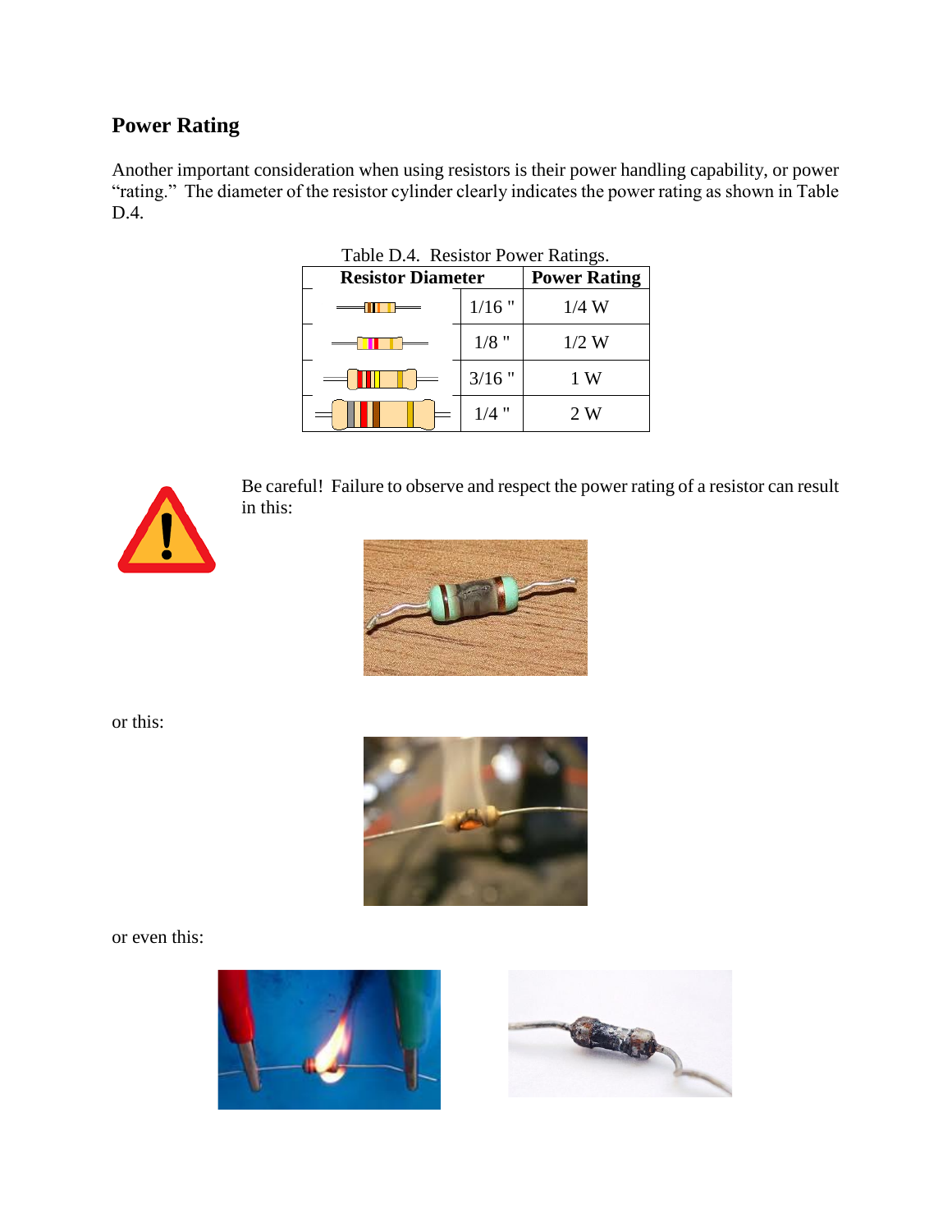## Power Rating

Another important consideration when using resistors is their power handling capability, or power "rating." The diameter of the resistor cylinder clearly indicates the power rating as shown in Table D.4.

Table D.4. Resistor Power Ratings.

| Resistor Diameter | | Power Rating |
|---|---|---|
| | 1/16 " | 1/4 W |
| | 1/8 " | 1/2 W |
| | 3/16 " | 1 W |
| | 1/4 " | 2 W |

Be careful! Failure to observe and respect the power rating of a resistor can result in this:

or this:

or even this: